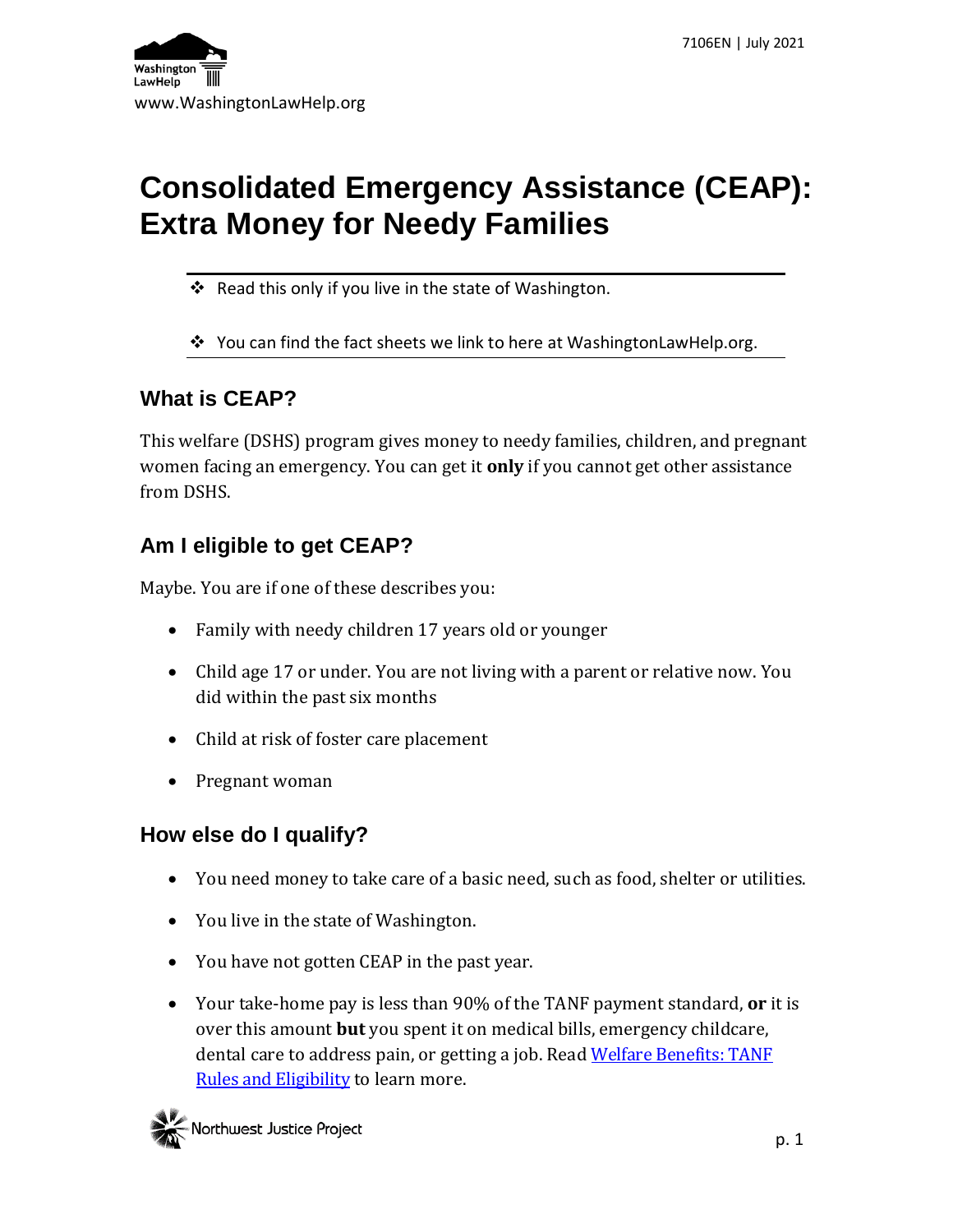www.WashingtonLawHelp.org

# Consolidated Emergency Assistance (CEAP): Extra Money for Needy Families

- ❖ Read this only if you live in the state of Washington.
- ❖ You can find the fact sheets we link to here at WashingtonLawHelp.org.

## What is CEAP?

This welfare (DSHS) program gives money to needy families, children, and pregnant women facing an emergency. You can get it **only** if you cannot get other assistance from DSHS.

## Am I eligible to get CEAP?

Maybe. You are if one of these describes you:

- Family with needy children 17 years old or younger
- Child age 17 or under. You are not living with a parent or relative now. You did within the past six months
- Child at risk of foster care placement
- Pregnant woman

## How else do I qualify?

- You need money to take care of a basic need, such as food, shelter or utilities.
- You live in the state of Washington.
- You have not gotten CEAP in the past year.
- Your take-home pay is less than 90% of the TANF payment standard, **or** it is over this amount **but** you spent it on medical bills, emergency childcare, dental care to address pain, or getting a job. Read [Welfare Benefits: TANF Rules and Eligibility](Welfare Benefits: TANF Rules and Eligibility) to learn more.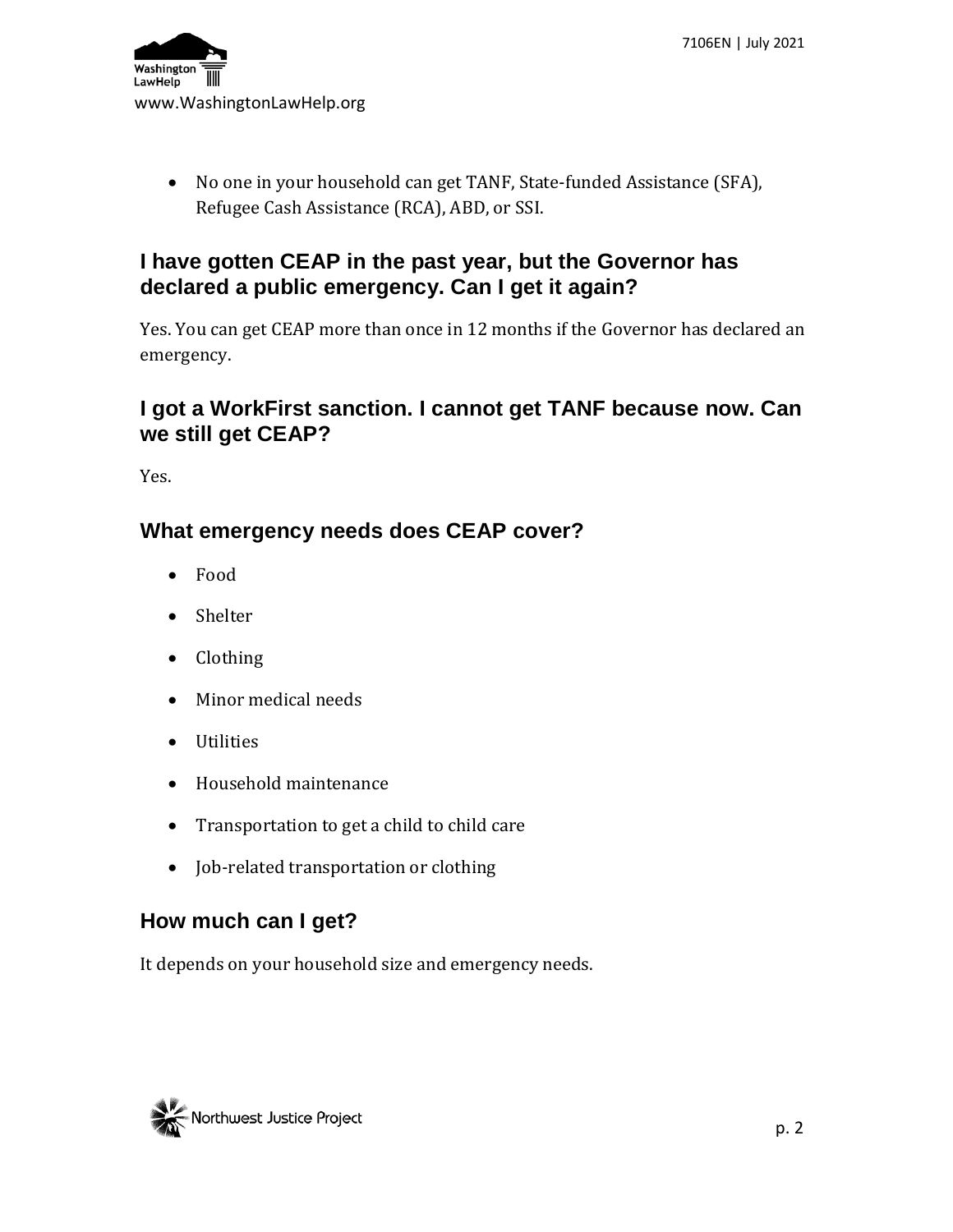- No one in your household can get TANF, State-funded Assistance (SFA), Refugee Cash Assistance (RCA), ABD, or SSI.

## I have gotten CEAP in the past year, but the Governor has declared a public emergency. Can I get it again?

Yes. You can get CEAP more than once in 12 months if the Governor has declared an emergency.

## I got a WorkFirst sanction. I cannot get TANF because now. Can we still get CEAP?

Yes.

## What emergency needs does CEAP cover?

- Food
- Shelter
- Clothing
- Minor medical needs
- Utilities
- Household maintenance
- Transportation to get a child to child care
- Job-related transportation or clothing

## How much can I get?

It depends on your household size and emergency needs.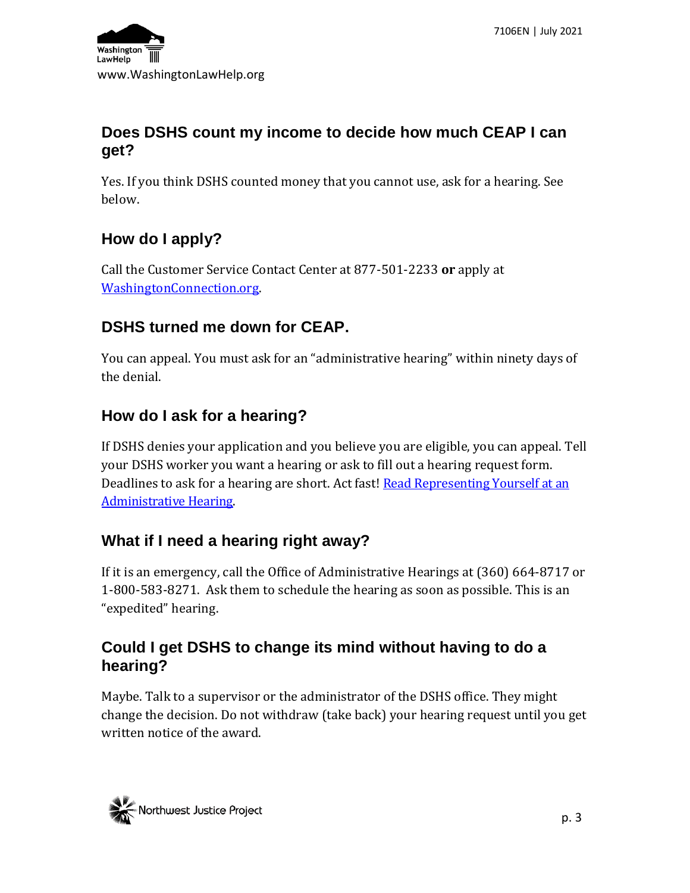## Does DSHS count my income to decide how much CEAP I can get?

Yes. If you think DSHS counted money that you cannot use, ask for a hearing. See below.

## How do I apply?

Call the Customer Service Contact Center at 877-501-2233 **or** apply at [WashingtonConnection.org](WashingtonConnection.org).

## DSHS turned me down for CEAP.

You can appeal. You must ask for an "administrative hearing" within ninety days of the denial.

## How do I ask for a hearing?

If DSHS denies your application and you believe you are eligible, you can appeal. Tell your DSHS worker you want a hearing or ask to fill out a hearing request form. Deadlines to ask for a hearing are short. Act fast! [Read Representing Yourself at an Administrative Hearing](Read Representing Yourself at an Administrative Hearing).

## What if I need a hearing right away?

If it is an emergency, call the Office of Administrative Hearings at (360) 664-8717 or 1-800-583-8271. Ask them to schedule the hearing as soon as possible. This is an "expedited" hearing.

## Could I get DSHS to change its mind without having to do a hearing?

Maybe. Talk to a supervisor or the administrator of the DSHS office. They might change the decision. Do not withdraw (take back) your hearing request until you get written notice of the award.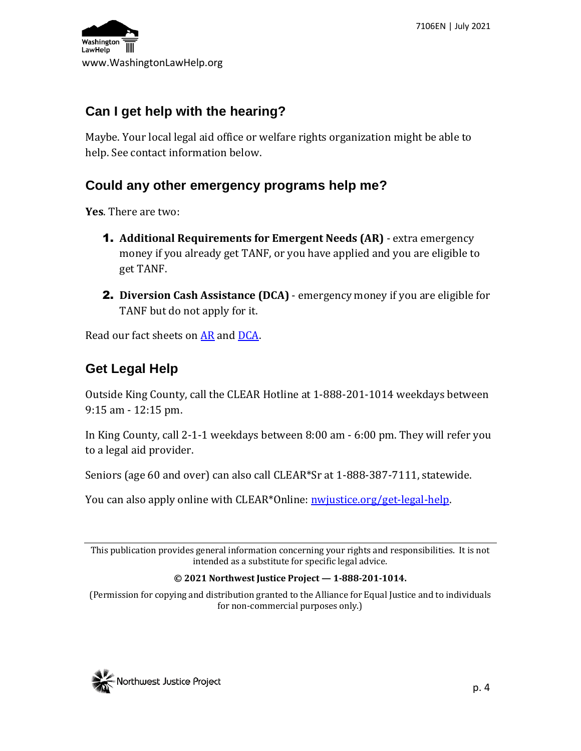## Can I get help with the hearing?

Maybe. Your local legal aid office or welfare rights organization might be able to help. See contact information below.

## Could any other emergency programs help me?

**Yes**. There are two:

1. **Additional Requirements for Emergent Needs (AR)** - extra emergency money if you already get TANF, or you have applied and you are eligible to get TANF.
2. **Diversion Cash Assistance (DCA)** - emergency money if you are eligible for TANF but do not apply for it.

Read our fact sheets on [AR] and [DCA].

## Get Legal Help

Outside King County, call the CLEAR Hotline at 1-888-201-1014 weekdays between 9:15 am - 12:15 pm.

In King County, call 2-1-1 weekdays between 8:00 am - 6:00 pm. They will refer you to a legal aid provider.

Seniors (age 60 and over) can also call CLEAR*Sr at 1-888-387-7111, statewide.

You can also apply online with CLEAR*Online: nwjustice.org/get-legal-help.

---

This publication provides general information concerning your rights and responsibilities. It is not intended as a substitute for specific legal advice.

**© 2021 Northwest Justice Project — 1-888-201-1014.**

(Permission for copying and distribution granted to the Alliance for Equal Justice and to individuals for non-commercial purposes only.)